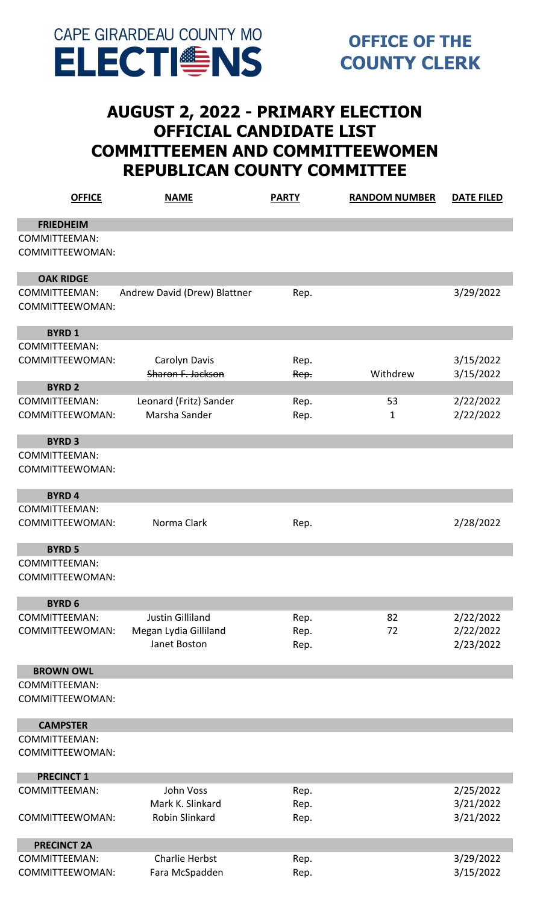CAPE GIRARDEAU COUNTY MO
# ELECTIONS

**OFFICE OF THE COUNTY CLERK**

## AUGUST 2, 2022 - PRIMARY ELECTION
## OFFICIAL CANDIDATE LIST
## COMMITTEEMEN AND COMMITTEEWOMEN
## REPUBLICAN COUNTY COMMITTEE

| OFFICE | NAME | PARTY | RANDOM NUMBER | DATE FILED |
|---|---|---|---|---|
| **FRIEDHEIM** | | | | |
| COMMITTEEMAN: | | | | |
| COMMITTEEWOMAN: | | | | |
| **OAK RIDGE** | | | | |
| COMMITTEEMAN: | Andrew David (Drew) Blattner | Rep. | | 3/29/2022 |
| COMMITTEEWOMAN: | | | | |
| **BYRD 1** | | | | |
| COMMITTEEMAN: | | | | |
| COMMITTEEWOMAN: | Carolyn Davis | Rep. | | 3/15/2022 |
| | ~~Sharon F. Jackson~~ | ~~Rep.~~ | Withdrew | 3/15/2022 |
| **BYRD 2** | | | | |
| COMMITTEEMAN: | Leonard (Fritz) Sander | Rep. | 53 | 2/22/2022 |
| COMMITTEEWOMAN: | Marsha Sander | Rep. | 1 | 2/22/2022 |
| **BYRD 3** | | | | |
| COMMITTEEMAN: | | | | |
| COMMITTEEWOMAN: | | | | |
| **BYRD 4** | | | | |
| COMMITTEEMAN: | | | | |
| COMMITTEEWOMAN: | Norma Clark | Rep. | | 2/28/2022 |
| **BYRD 5** | | | | |
| COMMITTEEMAN: | | | | |
| COMMITTEEWOMAN: | | | | |
| **BYRD 6** | | | | |
| COMMITTEEMAN: | Justin Gilliland | Rep. | 82 | 2/22/2022 |
| COMMITTEEWOMAN: | Megan Lydia Gilliland | Rep. | 72 | 2/22/2022 |
| | Janet Boston | Rep. | | 2/23/2022 |
| **BROWN OWL** | | | | |
| COMMITTEEMAN: | | | | |
| COMMITTEEWOMAN: | | | | |
| **CAMPSTER** | | | | |
| COMMITTEEMAN: | | | | |
| COMMITTEEWOMAN: | | | | |
| **PRECINCT 1** | | | | |
| COMMITTEEMAN: | John Voss | Rep. | | 2/25/2022 |
| | Mark K. Slinkard | Rep. | | 3/21/2022 |
| COMMITTEEWOMAN: | Robin Slinkard | Rep. | | 3/21/2022 |
| **PRECINCT 2A** | | | | |
| COMMITTEEMAN: | Charlie Herbst | Rep. | | 3/29/2022 |
| COMMITTEEWOMAN: | Fara McSpadden | Rep. | | 3/15/2022 |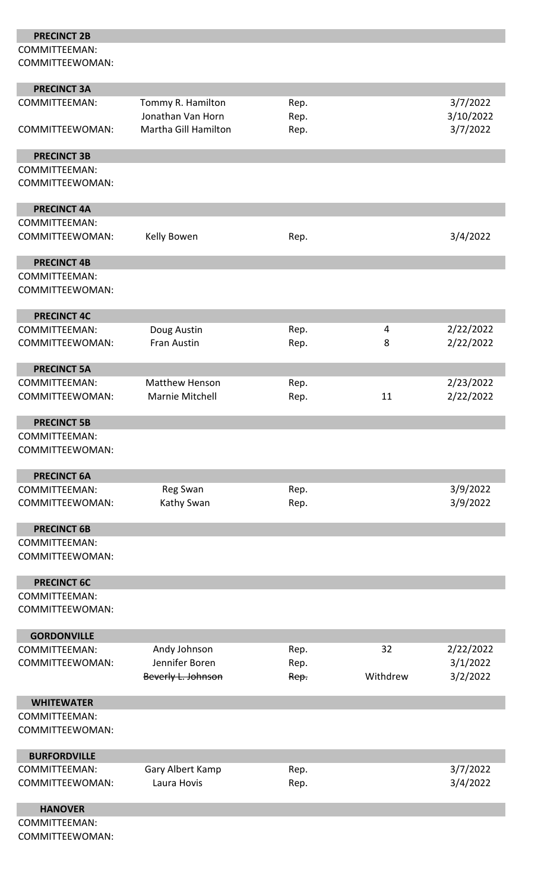| PRECINCT 2B | | | | |
|---|---|---|---|---|
| COMMITTEEMAN: | | | | |
| COMMITTEEWOMAN: | | | | |
| **PRECINCT 3A** | | | | |
| COMMITTEEMAN: | Tommy R. Hamilton | Rep. | | 3/7/2022 |
| | Jonathan Van Horn | Rep. | | 3/10/2022 |
| COMMITTEEWOMAN: | Martha Gill Hamilton | Rep. | | 3/7/2022 |
| **PRECINCT 3B** | | | | |
| COMMITTEEMAN: | | | | |
| COMMITTEEWOMAN: | | | | |
| **PRECINCT 4A** | | | | |
| COMMITTEEMAN: | | | | |
| COMMITTEEWOMAN: | Kelly Bowen | Rep. | | 3/4/2022 |
| **PRECINCT 4B** | | | | |
| COMMITTEEMAN: | | | | |
| COMMITTEEWOMAN: | | | | |
| **PRECINCT 4C** | | | | |
| COMMITTEEMAN: | Doug Austin | Rep. | 4 | 2/22/2022 |
| COMMITTEEWOMAN: | Fran Austin | Rep. | 8 | 2/22/2022 |
| **PRECINCT 5A** | | | | |
| COMMITTEEMAN: | Matthew Henson | Rep. | | 2/23/2022 |
| COMMITTEEWOMAN: | Marnie Mitchell | Rep. | 11 | 2/22/2022 |
| **PRECINCT 5B** | | | | |
| COMMITTEEMAN: | | | | |
| COMMITTEEWOMAN: | | | | |
| **PRECINCT 6A** | | | | |
| COMMITTEEMAN: | Reg Swan | Rep. | | 3/9/2022 |
| COMMITTEEWOMAN: | Kathy Swan | Rep. | | 3/9/2022 |
| **PRECINCT 6B** | | | | |
| COMMITTEEMAN: | | | | |
| COMMITTEEWOMAN: | | | | |
| **PRECINCT 6C** | | | | |
| COMMITTEEMAN: | | | | |
| COMMITTEEWOMAN: | | | | |
| **GORDONVILLE** | | | | |
| COMMITTEEMAN: | Andy Johnson | Rep. | 32 | 2/22/2022 |
| COMMITTEEWOMAN: | Jennifer Boren | Rep. | | 3/1/2022 |
| | ~~Beverly L. Johnson~~ | ~~Rep.~~ | Withdrew | 3/2/2022 |
| **WHITEWATER** | | | | |
| COMMITTEEMAN: | | | | |
| COMMITTEEWOMAN: | | | | |
| **BURFORDVILLE** | | | | |
| COMMITTEEMAN: | Gary Albert Kamp | Rep. | | 3/7/2022 |
| COMMITTEEWOMAN: | Laura Hovis | Rep. | | 3/4/2022 |
| **HANOVER** | | | | |
| COMMITTEEMAN: | | | | |
| COMMITTEEWOMAN: | | | | |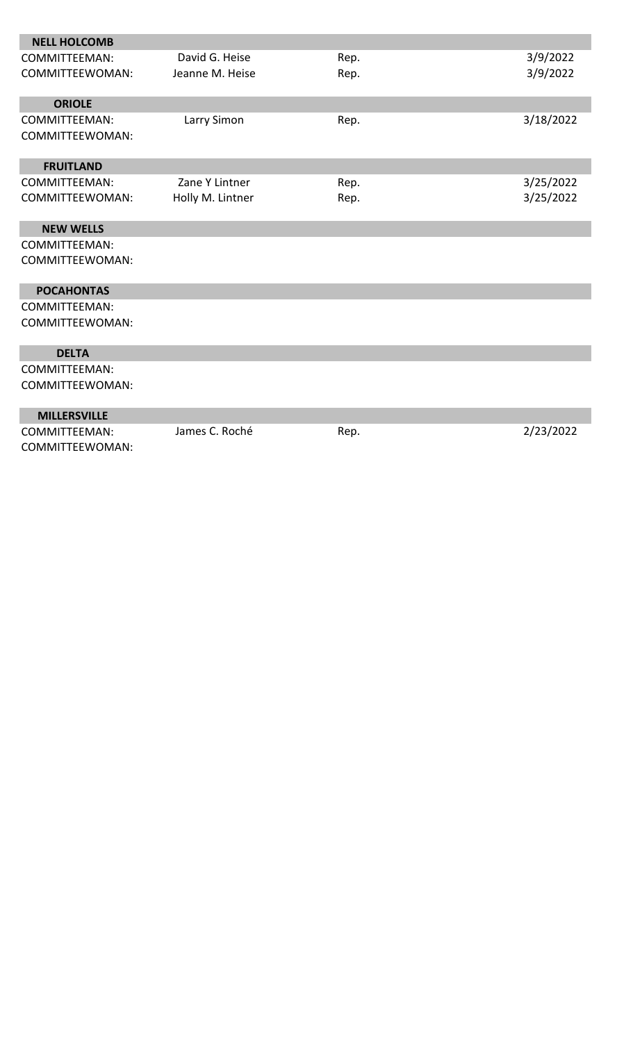| | | | |
|---|---|---|---|
| **NELL HOLCOMB** | | | |
| COMMITTEEMAN: | David G. Heise | Rep. | 3/9/2022 |
| COMMITTEEWOMAN: | Jeanne M. Heise | Rep. | 3/9/2022 |
| | | | |
| **ORIOLE** | | | |
| COMMITTEEMAN: | Larry Simon | Rep. | 3/18/2022 |
| COMMITTEEWOMAN: | | | |
| | | | |
| **FRUITLAND** | | | |
| COMMITTEEMAN: | Zane Y Lintner | Rep. | 3/25/2022 |
| COMMITTEEWOMAN: | Holly M. Lintner | Rep. | 3/25/2022 |
| | | | |
| **NEW WELLS** | | | |
| COMMITTEEMAN: | | | |
| COMMITTEEWOMAN: | | | |
| | | | |
| **POCAHONTAS** | | | |
| COMMITTEEMAN: | | | |
| COMMITTEEWOMAN: | | | |
| | | | |
| **DELTA** | | | |
| COMMITTEEMAN: | | | |
| COMMITTEEWOMAN: | | | |
| | | | |
| **MILLERSVILLE** | | | |
| COMMITTEEMAN: | James C. Roché | Rep. | 2/23/2022 |
| COMMITTEEWOMAN: | | | |